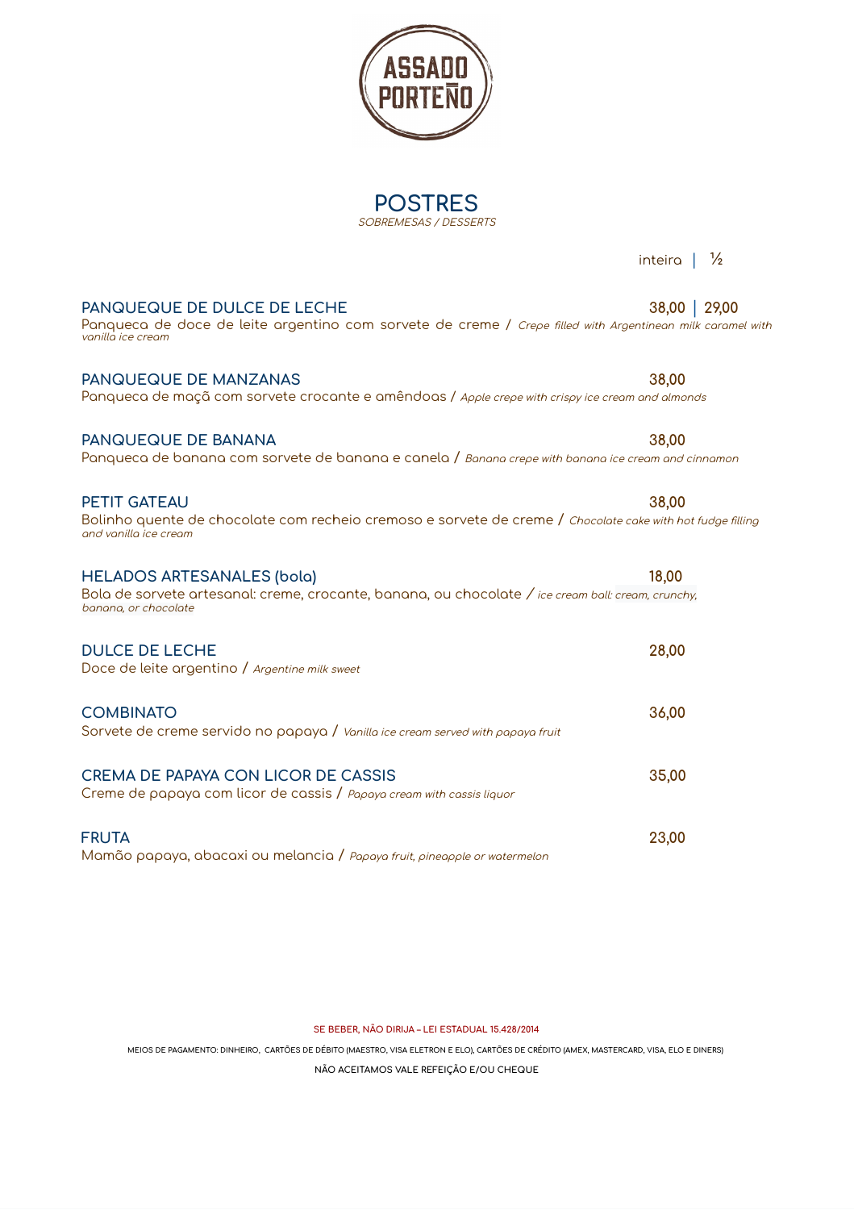ASSADO PORTEÑO

# POSTRES

*SOBREMESAS / DESSERTS*

inteira | ½

## PANQUEQUE DE DULCE DE LECHE
**38,00 | 29,00**

Panqueca de doce de leite argentino com sorvete de creme / *Crepe filled with Argentinean milk caramel with vanilla ice cream*

## PANQUEQUE DE MANZANAS
**38,00**

Panqueca de maçã com sorvete crocante e amêndoas / *Apple crepe with crispy ice cream and almonds*

## PANQUEQUE DE BANANA
**38,00**

Panqueca de banana com sorvete de banana e canela / *Banana crepe with banana ice cream and cinnamon*

## PETIT GATEAU
**38,00**

Bolinho quente de chocolate com recheio cremoso e sorvete de creme / *Chocolate cake with hot fudge filling and vanilla ice cream*

## HELADOS ARTESANALES (bola)
**18,00**

Bola de sorvete artesanal: creme, crocante, banana, ou chocolate / *ice cream ball: cream, crunchy, banana, or chocolate*

## DULCE DE LECHE
**28,00**

Doce de leite argentino / *Argentine milk sweet*

## COMBINATO
**36,00**

Sorvete de creme servido no papaya / *Vanilla ice cream served with papaya fruit*

## CREMA DE PAPAYA CON LICOR DE CASSIS
**35,00**

Creme de papaya com licor de cassis / *Papaya cream with cassis liquor*

## FRUTA
**23,00**

Mamão papaya, abacaxi ou melancia / *Papaya fruit, pineapple or watermelon*

SE BEBER, NÃO DIRIJA – LEI ESTADUAL 15.428/2014

MEIOS DE PAGAMENTO: DINHEIRO, CARTÕES DE DÉBITO (MAESTRO, VISA ELETRON E ELO), CARTÕES DE CRÉDITO (AMEX, MASTERCARD, VISA, ELO E DINERS)

NÃO ACEITAMOS VALE REFEIÇÃO E/OU CHEQUE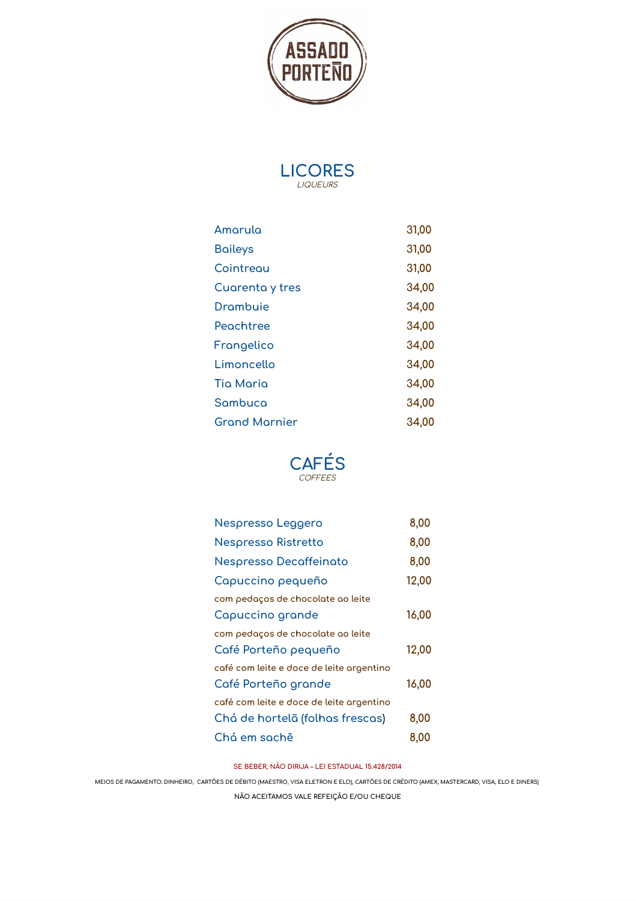ASSADO PORTEÑO

## LICORES
*LIQUEURS*

| | |
|---|---|
| Amarula | 31,00 |
| Baileys | 31,00 |
| Cointreau | 31,00 |
| Cuarenta y tres | 34,00 |
| Drambuie | 34,00 |
| Peachtree | 34,00 |
| Frangelico | 34,00 |
| Limoncello | 34,00 |
| Tia Maria | 34,00 |
| Sambuca | 34,00 |
| Grand Marnier | 34,00 |

## CAFÉS
*COFFEES*

| | |
|---|---|
| Nespresso Leggero | 8,00 |
| Nespresso Ristretto | 8,00 |
| Nespresso Decaffeinato | 8,00 |
| Capuccino pequeño<br>com pedaços de chocolate ao leite | 12,00 |
| Capuccino grande<br>com pedaços de chocolate ao leite | 16,00 |
| Café Porteño pequeño<br>café com leite e doce de leite argentino | 12,00 |
| Café Porteño grande<br>café com leite e doce de leite argentino | 16,00 |
| Chá de hortelã (folhas frescas) | 8,00 |
| Chá em sachê | 8,00 |

SE BEBER, NÃO DIRIJA – LEI ESTADUAL 15.428/2014

MEIOS DE PAGAMENTO: DINHEIRO, CARTÕES DE DÉBITO (MAESTRO, VISA ELETRON E ELO), CARTÕES DE CRÉDITO (AMEX, MASTERCARD, VISA, ELO E DINERS)

NÃO ACEITAMOS VALE REFEIÇÃO E/OU CHEQUE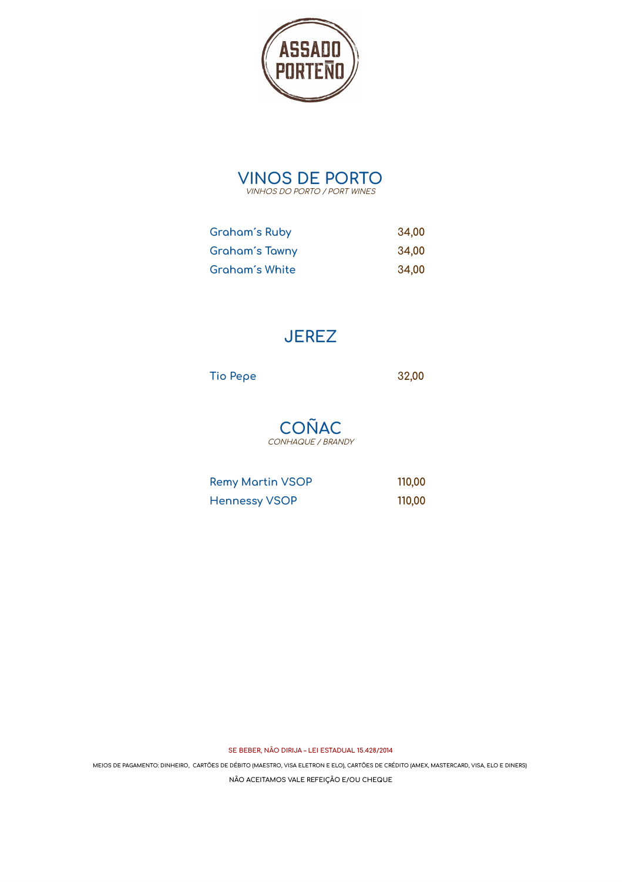ASSADO PORTEÑO

## VINOS DE PORTO

*VINHOS DO PORTO / PORT WINES*

| | |
|---|---|
| Graham´s Ruby | 34,00 |
| Graham´s Tawny | 34,00 |
| Graham´s White | 34,00 |

## JEREZ

| | |
|---|---|
| Tio Pepe | 32,00 |

## COÑAC

*CONHAQUE / BRANDY*

| | |
|---|---|
| Remy Martin VSOP | 110,00 |
| Hennessy VSOP | 110,00 |

SE BEBER, NÃO DIRIJA – LEI ESTADUAL 15.428/2014

MEIOS DE PAGAMENTO: DINHEIRO, CARTÕES DE DÉBITO (MAESTRO, VISA ELETRON E ELO), CARTÕES DE CRÉDITO (AMEX, MASTERCARD, VISA, ELO E DINERS)

NÃO ACEITAMOS VALE REFEIÇÃO E/OU CHEQUE